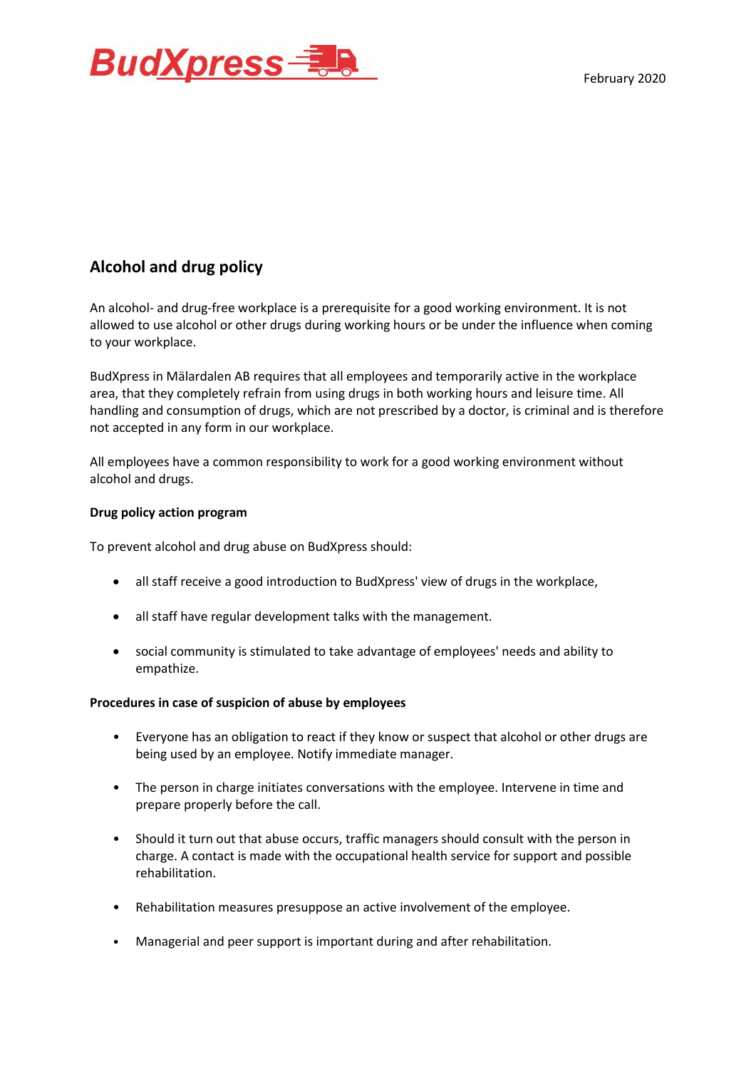BudXpress

February 2020

## Alcohol and drug policy

An alcohol- and drug-free workplace is a prerequisite for a good working environment. It is not allowed to use alcohol or other drugs during working hours or be under the influence when coming to your workplace.

BudXpress in Mälardalen AB requires that all employees and temporarily active in the workplace area, that they completely refrain from using drugs in both working hours and leisure time. All handling and consumption of drugs, which are not prescribed by a doctor, is criminal and is therefore not accepted in any form in our workplace.

All employees have a common responsibility to work for a good working environment without alcohol and drugs.

**Drug policy action program**

To prevent alcohol and drug abuse on BudXpress should:

- all staff receive a good introduction to BudXpress' view of drugs in the workplace,
- all staff have regular development talks with the management.
- social community is stimulated to take advantage of employees' needs and ability to empathize.

**Procedures in case of suspicion of abuse by employees**

- Everyone has an obligation to react if they know or suspect that alcohol or other drugs are being used by an employee. Notify immediate manager.
- The person in charge initiates conversations with the employee. Intervene in time and prepare properly before the call.
- Should it turn out that abuse occurs, traffic managers should consult with the person in charge. A contact is made with the occupational health service for support and possible rehabilitation.
- Rehabilitation measures presuppose an active involvement of the employee.
- Managerial and peer support is important during and after rehabilitation.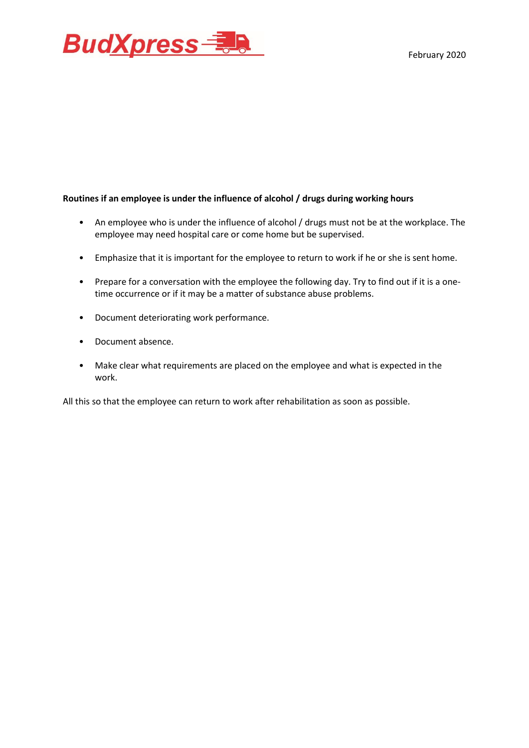**Routines if an employee is under the influence of alcohol / drugs during working hours**

- An employee who is under the influence of alcohol / drugs must not be at the workplace. The employee may need hospital care or come home but be supervised.
- Emphasize that it is important for the employee to return to work if he or she is sent home.
- Prepare for a conversation with the employee the following day. Try to find out if it is a one-time occurrence or if it may be a matter of substance abuse problems.
- Document deteriorating work performance.
- Document absence.
- Make clear what requirements are placed on the employee and what is expected in the work.

All this so that the employee can return to work after rehabilitation as soon as possible.